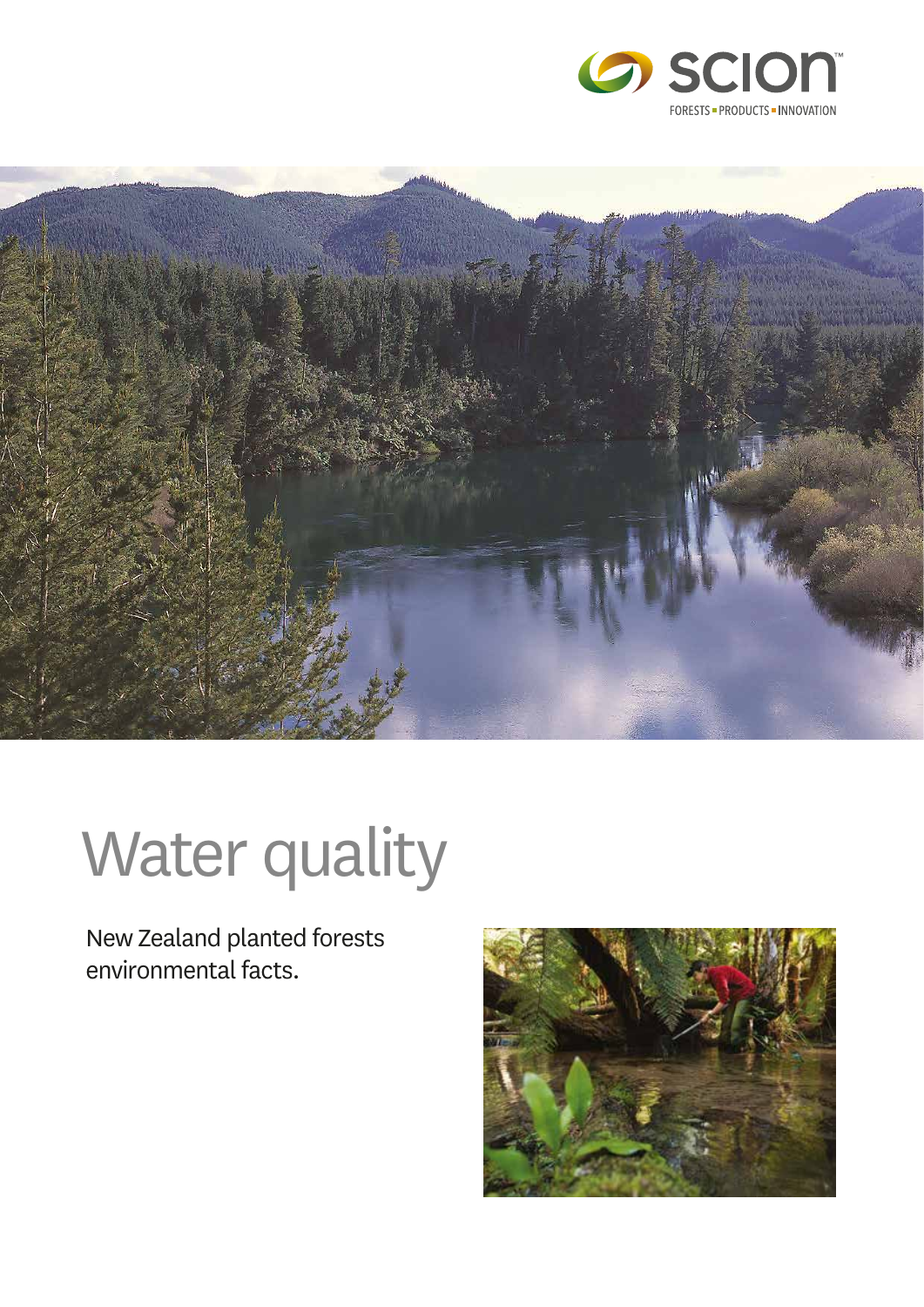SCION

FORESTS ▪ PRODUCTS ▪ INNOVATION

# Water quality

New Zealand planted forests environmental facts.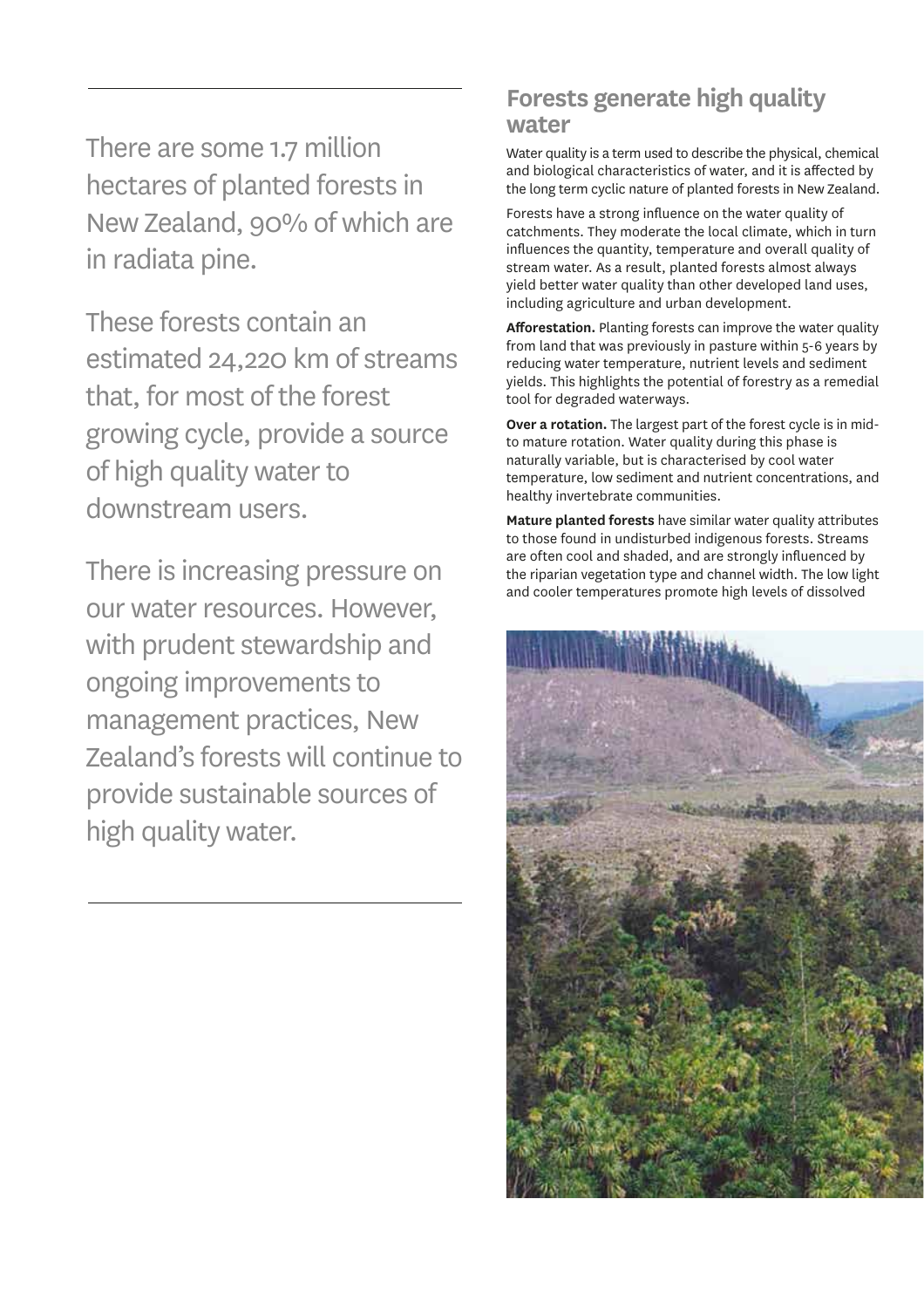There are some 1.7 million hectares of planted forests in New Zealand, 90% of which are in radiata pine.

These forests contain an estimated 24,220 km of streams that, for most of the forest growing cycle, provide a source of high quality water to downstream users.

There is increasing pressure on our water resources. However, with prudent stewardship and ongoing improvements to management practices, New Zealand's forests will continue to provide sustainable sources of high quality water.

## Forests generate high quality water

Water quality is a term used to describe the physical, chemical and biological characteristics of water, and it is affected by the long term cyclic nature of planted forests in New Zealand.

Forests have a strong influence on the water quality of catchments. They moderate the local climate, which in turn influences the quantity, temperature and overall quality of stream water. As a result, planted forests almost always yield better water quality than other developed land uses, including agriculture and urban development.

**Afforestation.** Planting forests can improve the water quality from land that was previously in pasture within 5-6 years by reducing water temperature, nutrient levels and sediment yields. This highlights the potential of forestry as a remedial tool for degraded waterways.

**Over a rotation.** The largest part of the forest cycle is in mid- to mature rotation. Water quality during this phase is naturally variable, but is characterised by cool water temperature, low sediment and nutrient concentrations, and healthy invertebrate communities.

**Mature planted forests** have similar water quality attributes to those found in undisturbed indigenous forests. Streams are often cool and shaded, and are strongly influenced by the riparian vegetation type and channel width. The low light and cooler temperatures promote high levels of dissolved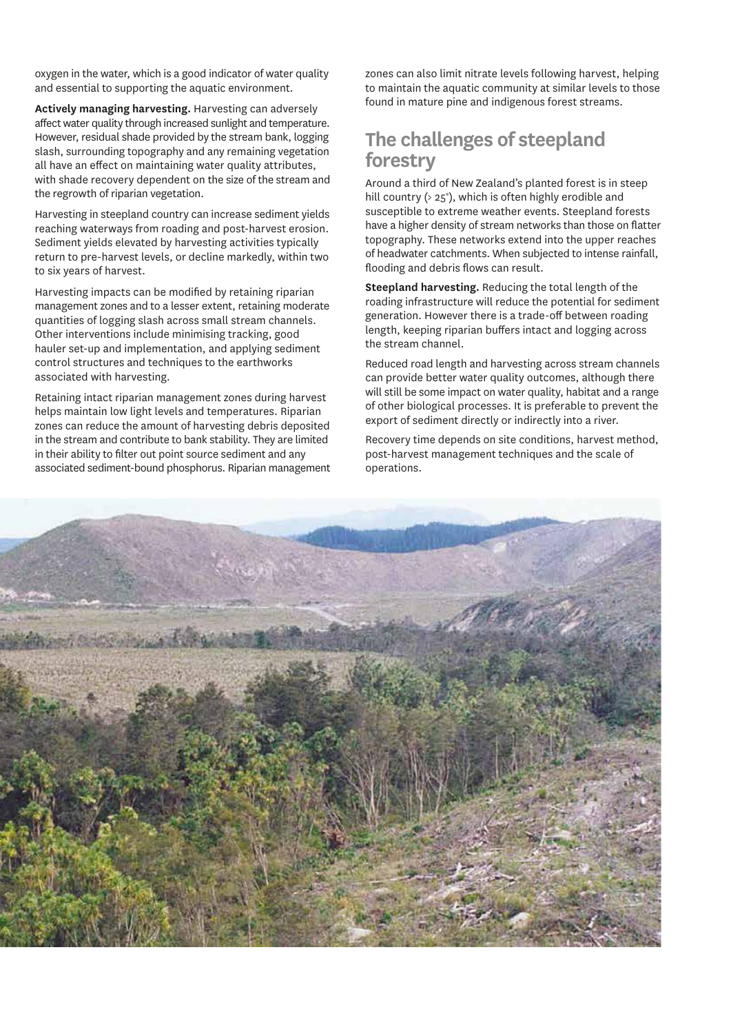oxygen in the water, which is a good indicator of water quality and essential to supporting the aquatic environment.

**Actively managing harvesting.** Harvesting can adversely affect water quality through increased sunlight and temperature. However, residual shade provided by the stream bank, logging slash, surrounding topography and any remaining vegetation all have an effect on maintaining water quality attributes, with shade recovery dependent on the size of the stream and the regrowth of riparian vegetation.

Harvesting in steepland country can increase sediment yields reaching waterways from roading and post-harvest erosion. Sediment yields elevated by harvesting activities typically return to pre-harvest levels, or decline markedly, within two to six years of harvest.

Harvesting impacts can be modified by retaining riparian management zones and to a lesser extent, retaining moderate quantities of logging slash across small stream channels. Other interventions include minimising tracking, good hauler set-up and implementation, and applying sediment control structures and techniques to the earthworks associated with harvesting.

Retaining intact riparian management zones during harvest helps maintain low light levels and temperatures. Riparian zones can reduce the amount of harvesting debris deposited in the stream and contribute to bank stability. They are limited in their ability to filter out point source sediment and any associated sediment-bound phosphorus. Riparian management zones can also limit nitrate levels following harvest, helping to maintain the aquatic community at similar levels to those found in mature pine and indigenous forest streams.

## The challenges of steepland forestry

Around a third of New Zealand's planted forest is in steep hill country (> 25°), which is often highly erodible and susceptible to extreme weather events. Steepland forests have a higher density of stream networks than those on flatter topography. These networks extend into the upper reaches of headwater catchments. When subjected to intense rainfall, flooding and debris flows can result.

**Steepland harvesting.** Reducing the total length of the roading infrastructure will reduce the potential for sediment generation. However there is a trade-off between roading length, keeping riparian buffers intact and logging across the stream channel.

Reduced road length and harvesting across stream channels can provide better water quality outcomes, although there will still be some impact on water quality, habitat and a range of other biological processes. It is preferable to prevent the export of sediment directly or indirectly into a river.

Recovery time depends on site conditions, harvest method, post-harvest management techniques and the scale of operations.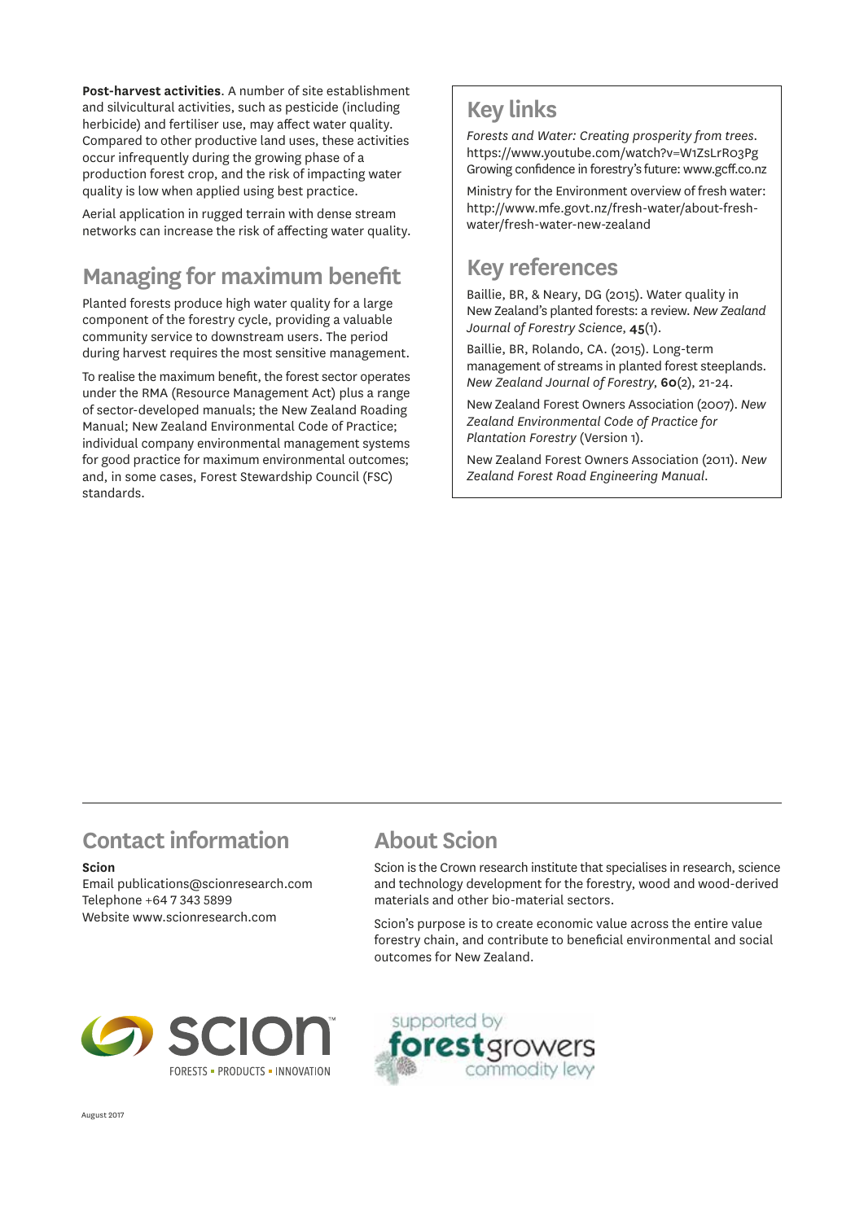**Post-harvest activities**. A number of site establishment and silvicultural activities, such as pesticide (including herbicide) and fertiliser use, may affect water quality. Compared to other productive land uses, these activities occur infrequently during the growing phase of a production forest crop, and the risk of impacting water quality is low when applied using best practice.

Aerial application in rugged terrain with dense stream networks can increase the risk of affecting water quality.

## Managing for maximum benefit

Planted forests produce high water quality for a large component of the forestry cycle, providing a valuable community service to downstream users. The period during harvest requires the most sensitive management.

To realise the maximum benefit, the forest sector operates under the RMA (Resource Management Act) plus a range of sector-developed manuals; the New Zealand Roading Manual; New Zealand Environmental Code of Practice; individual company environmental management systems for good practice for maximum environmental outcomes; and, in some cases, Forest Stewardship Council (FSC) standards.

## Key links

*Forests and Water: Creating prosperity from trees*. https://www.youtube.com/watch?v=W1ZsLrRo3Pg
Growing confidence in forestry's future: www.gcff.co.nz

Ministry for the Environment overview of fresh water: http://www.mfe.govt.nz/fresh-water/about-fresh-water/fresh-water-new-zealand

## Key references

Baillie, BR, & Neary, DG (2015). Water quality in New Zealand's planted forests: a review. *New Zealand Journal of Forestry Science*, **45**(1).

Baillie, BR, Rolando, CA. (2015). Long-term management of streams in planted forest steeplands. *New Zealand Journal of Forestry*, **60**(2), 21-24.

New Zealand Forest Owners Association (2007). *New Zealand Environmental Code of Practice for Plantation Forestry* (Version 1).

New Zealand Forest Owners Association (2011). *New Zealand Forest Road Engineering Manual*.

## Contact information

**Scion**
Email publications@scionresearch.com
Telephone +64 7 343 5899
Website www.scionresearch.com

## About Scion

Scion is the Crown research institute that specialises in research, science and technology development for the forestry, wood and wood-derived materials and other bio-material sectors.

Scion's purpose is to create economic value across the entire value forestry chain, and contribute to beneficial environmental and social outcomes for New Zealand.

SCION™ FORESTS • PRODUCTS • INNOVATION

supported by forestgrowers commodity levy

August 2017